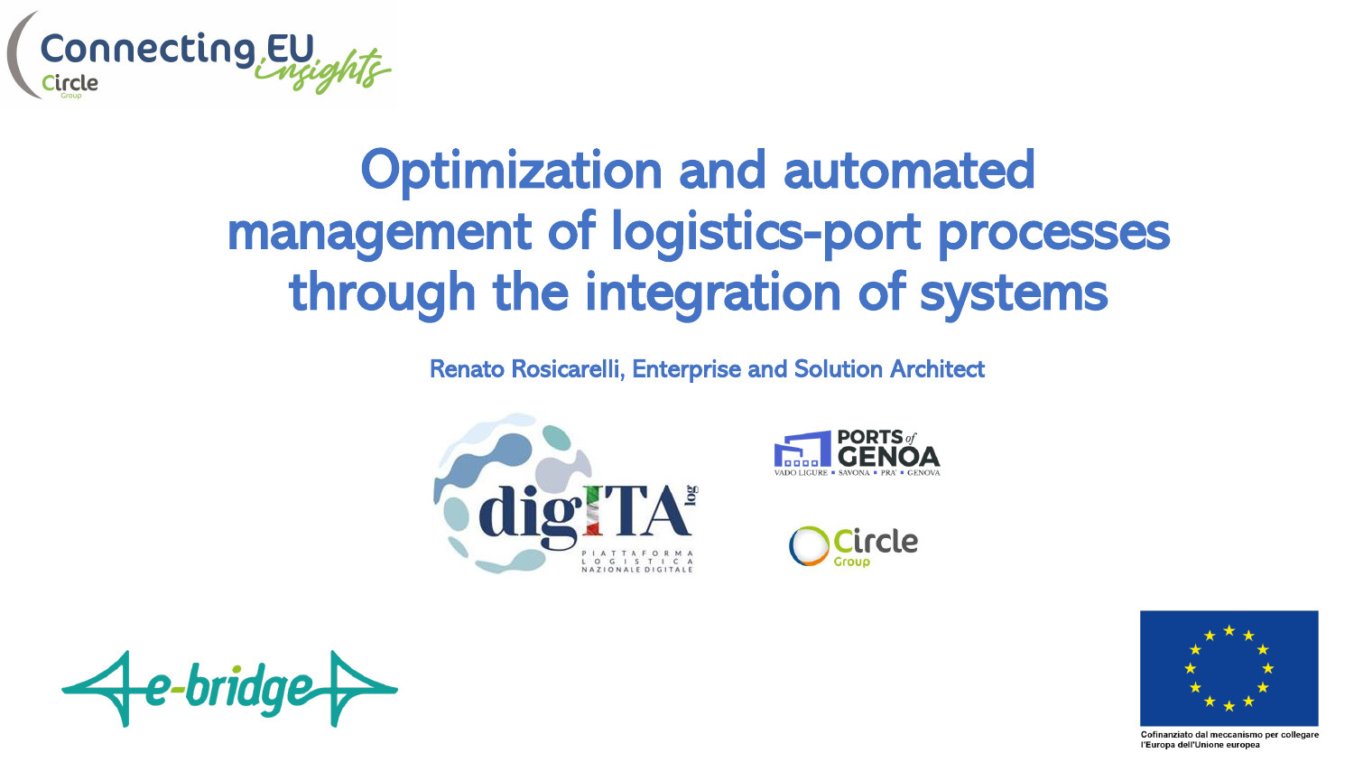Connecting EU insights

# Optimization and automated management of logistics-port processes through the integration of systems

Renato Rosicarelli, Enterprise and Solution Architect

digITA log – PIATTAFORMA LOGISTICA NAZIONALE DIGITALE

PORTS of GENOA – VADO LIGURE • SAVONA • PRA' • GENOVA

Circle Group

e-bridge

Cofinanziato dal meccanismo per collegare l'Europa dell'Unione europea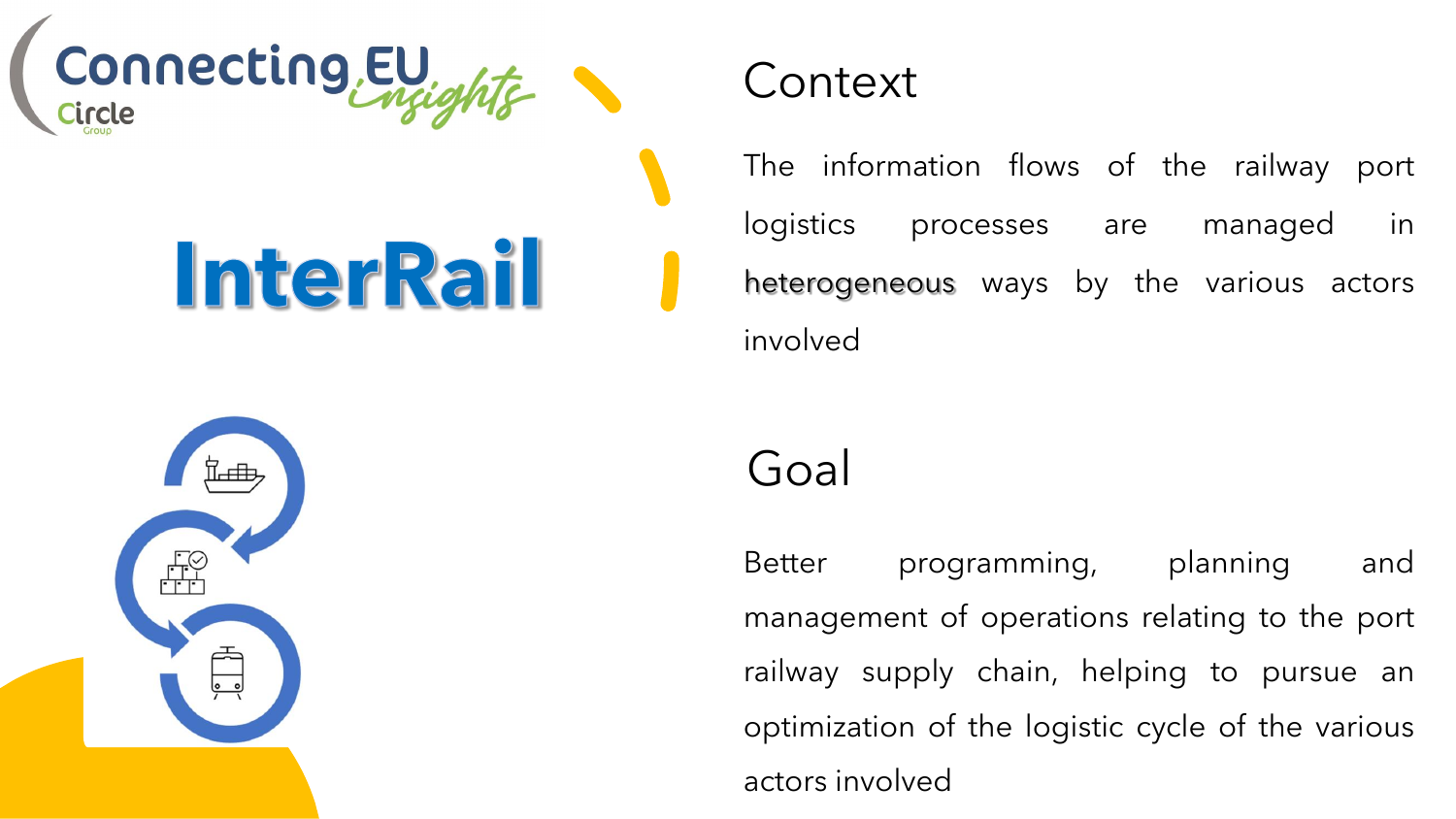# InterRail

## Context

The information flows of the railway port logistics processes are managed in heterogeneous ways by the various actors involved

## Goal

Better programming, planning and management of operations relating to the port railway supply chain, helping to pursue an optimization of the logistic cycle of the various actors involved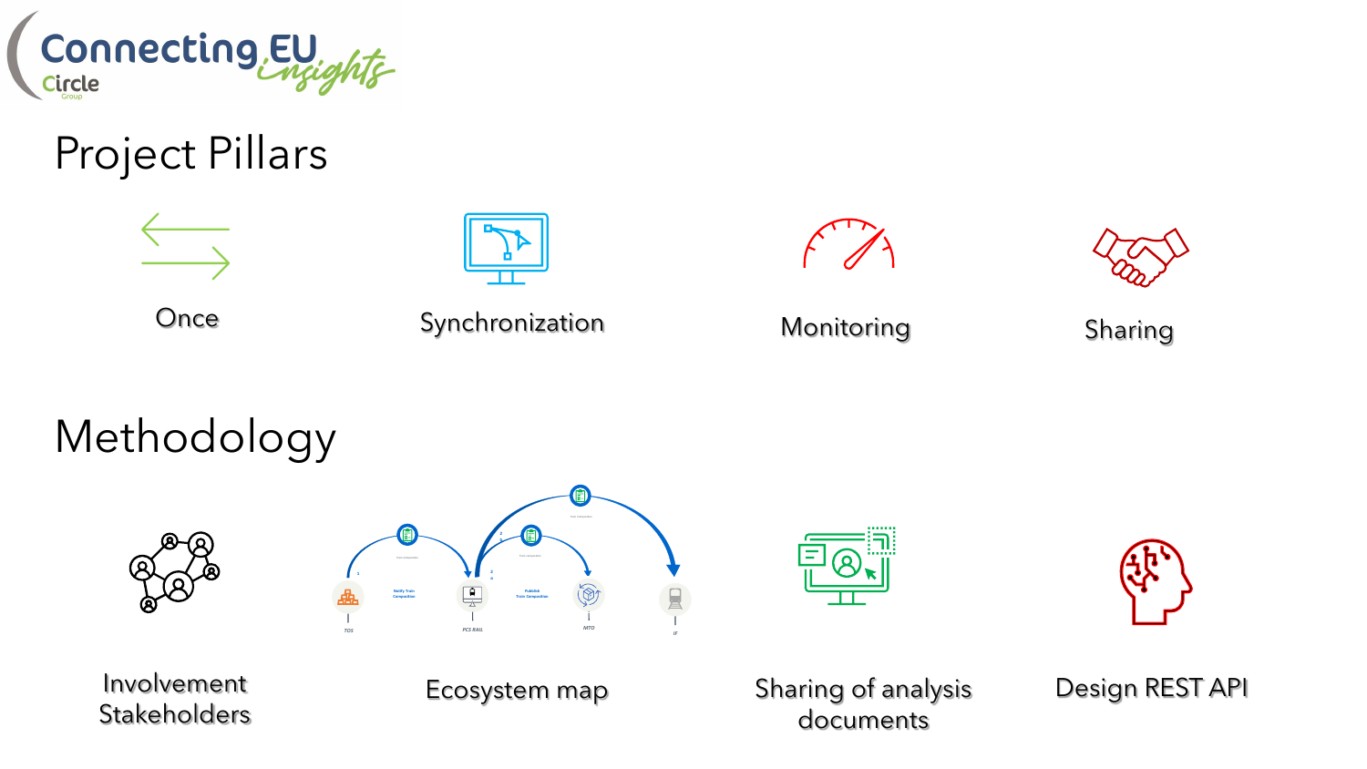# Project Pillars

- Once
- Synchronization
- Monitoring
- Sharing

# Methodology

- Involvement Stakeholders
- Ecosystem map
- Sharing of analysis documents
- Design REST API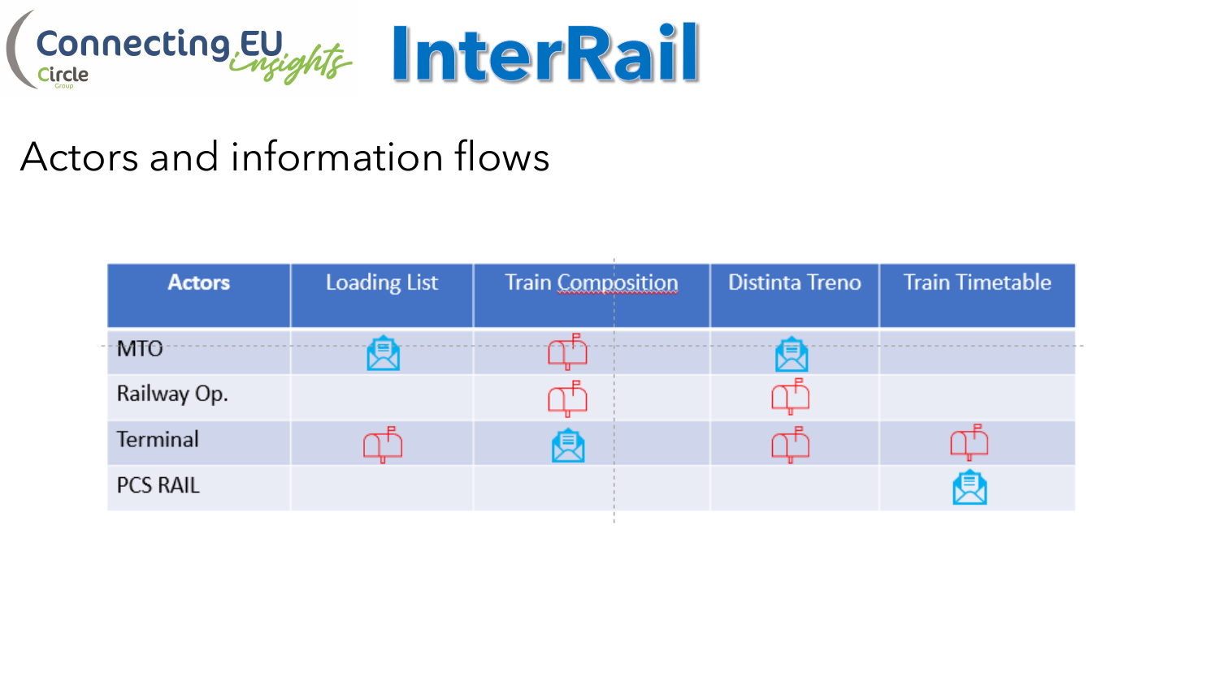# InterRail

## Actors and information flows

| Actors | Loading List | Train Composition | Distinta Treno | Train Timetable |
| --- | --- | --- | --- | --- |
| MTO | ✉️ | 📫 | ✉️ | |
| Railway Op. | | 📫 | 📫 | |
| Terminal | 📫 | ✉️ | 📫 | 📫 |
| PCS RAIL | | | | ✉️ |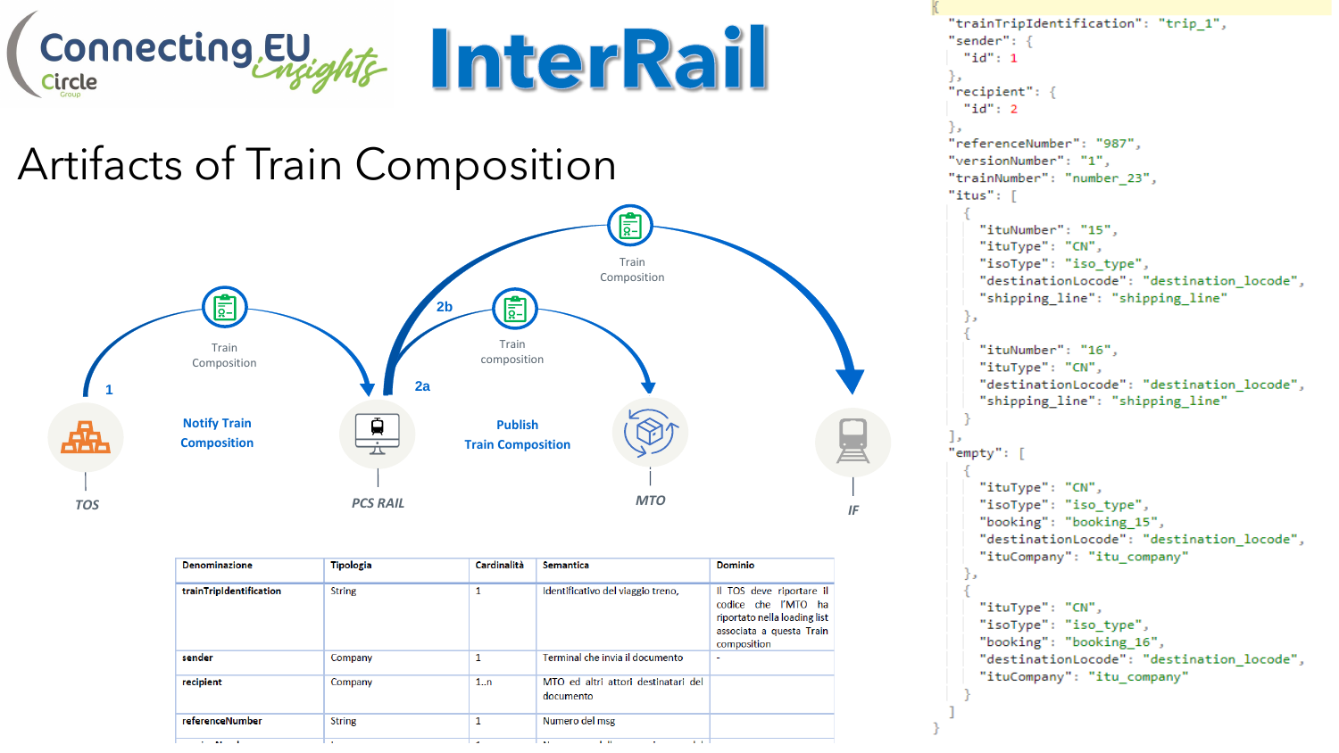ConnectingEU insights Circle Group

InterRail

# Artifacts of Train Composition

Train Composition

1 — Train Composition — **Notify Train Composition**

2a — Train composition — **Publish Train Composition**

2b

*TOS* — *PCS RAIL* — *MTO* — *IF*

| Denominazione | Tipologia | Cardinalità | Semantica | Dominio |
|---|---|---|---|---|
| **trainTripIdentification** | String | 1 | Identificativo del viaggio treno, | Il TOS deve riportare il codice che l'MTO ha riportato nella loading list associata a questa Train composition |
| **sender** | Company | 1 | Terminal che invia il documento | - |
| **recipient** | Company | 1..n | MTO ed altri attori destinatari del documento | |
| **referenceNumber** | String | 1 | Numero del msg | |

```
{
  "trainTripIdentification": "trip_1",
  "sender": {
    "id": 1
  },
  "recipient": {
    "id": 2
  },
  "referenceNumber": "987",
  "versionNumber": "1",
  "trainNumber": "number_23",
  "itus": [
    {
      "ituNumber": "15",
      "ituType": "CN",
      "isoType": "iso_type",
      "destinationLocode": "destination_locode",
      "shipping_line": "shipping_line"
    },
    {
      "ituNumber": "16",
      "ituType": "CN",
      "destinationLocode": "destination_locode",
      "shipping_line": "shipping_line"
    }
  ],
  "empty": [
    {
      "ituType": "CN",
      "isoType": "iso_type",
      "booking": "booking_15",
      "destinationLocode": "destination_locode",
      "ituCompany": "itu_company"
    },
    {
      "ituType": "CN",
      "isoType": "iso_type",
      "booking": "booking_16",
      "destinationLocode": "destination_locode",
      "ituCompany": "itu_company"
    }
  ]
}
```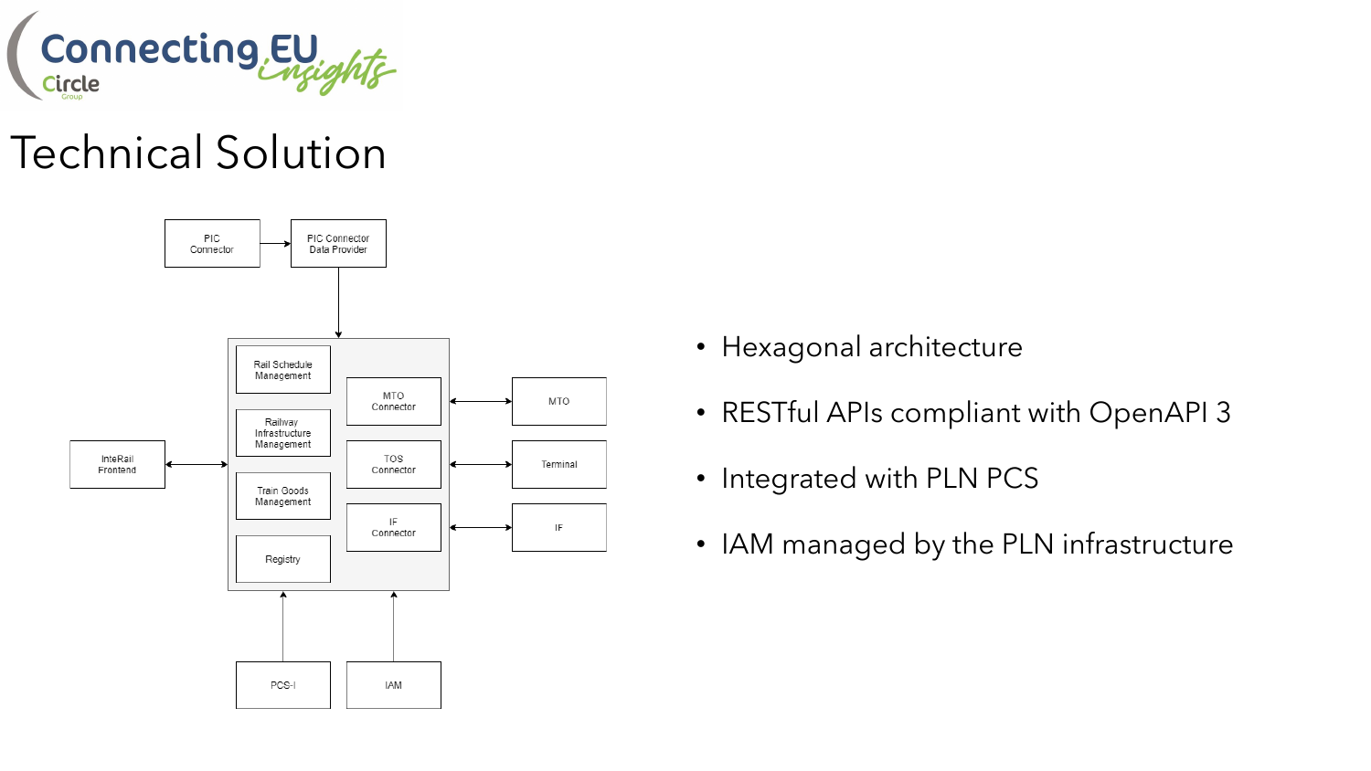# Technical Solution

- Hexagonal architecture
- RESTful APIs compliant with OpenAPI 3
- Integrated with PLN PCS
- IAM managed by the PLN infrastructure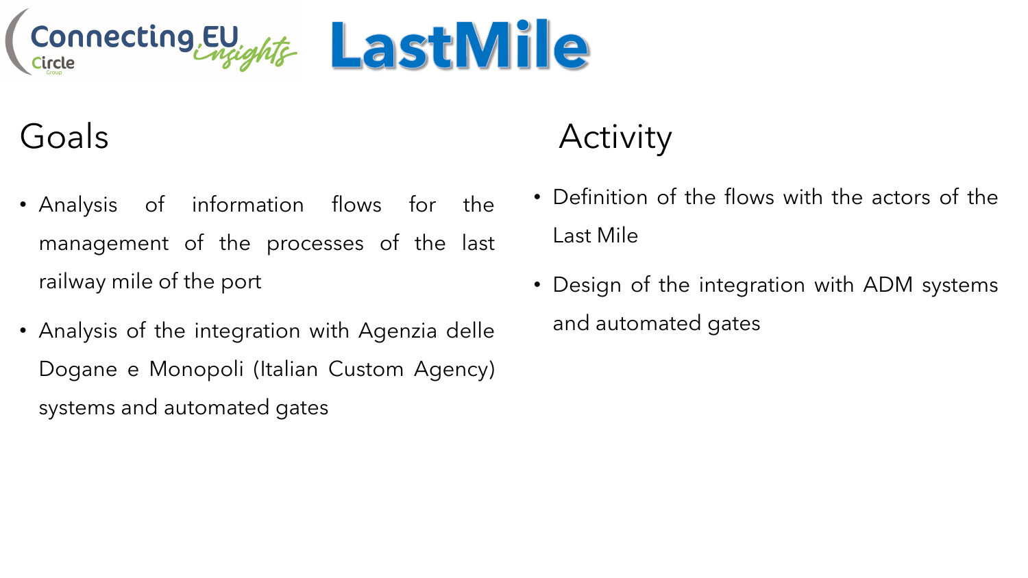# LastMile

## Goals

- Analysis of information flows for the management of the processes of the last railway mile of the port
- Analysis of the integration with Agenzia delle Dogane e Monopoli (Italian Custom Agency) systems and automated gates

## Activity

- Definition of the flows with the actors of the Last Mile
- Design of the integration with ADM systems and automated gates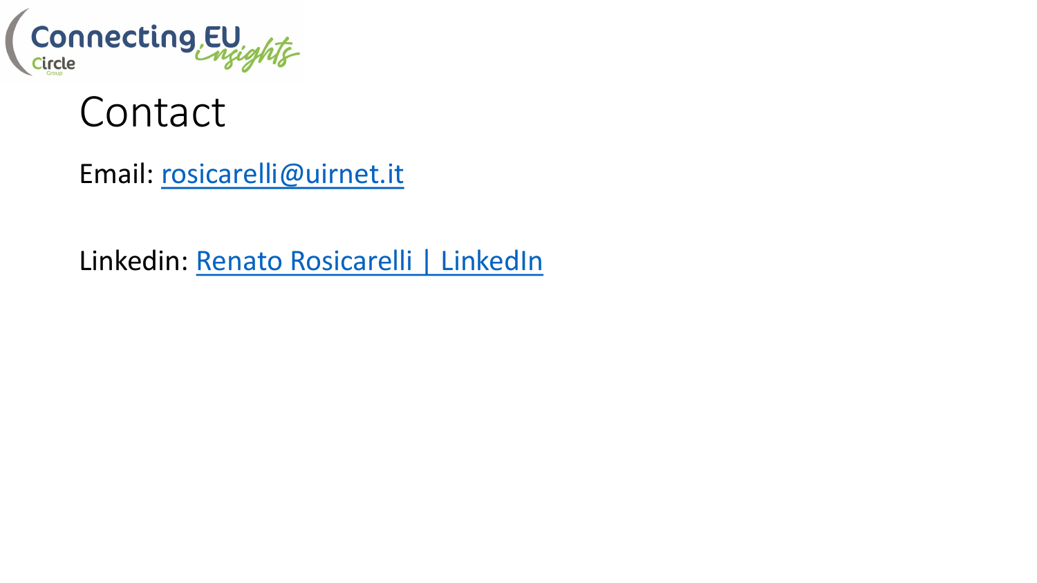# Contact

Email: rosicarelli@uirnet.it

Linkedin: Renato Rosicarelli | LinkedIn